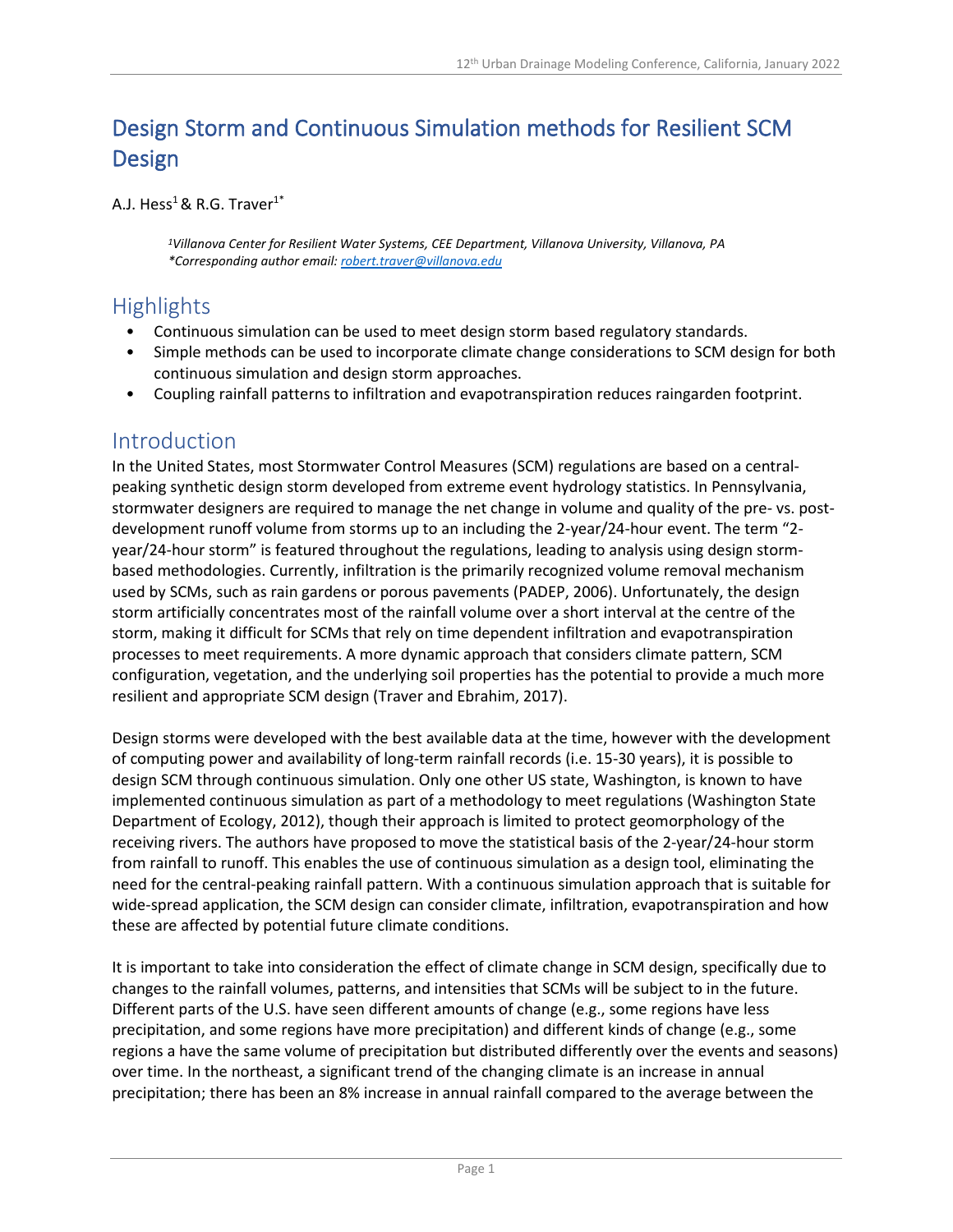# Design Storm and Continuous Simulation methods for Resilient SCM Design

A.J. Hess[1] & R.G. Traver[1*]

*[1]Villanova Center for Resilient Water Systems, CEE Department, Villanova University, Villanova, PA*
*\*Corresponding author email: robert.traver@villanova.edu*

## Highlights

- Continuous simulation can be used to meet design storm based regulatory standards.
- Simple methods can be used to incorporate climate change considerations to SCM design for both continuous simulation and design storm approaches.
- Coupling rainfall patterns to infiltration and evapotranspiration reduces raingarden footprint.

## Introduction

In the United States, most Stormwater Control Measures (SCM) regulations are based on a central-peaking synthetic design storm developed from extreme event hydrology statistics. In Pennsylvania, stormwater designers are required to manage the net change in volume and quality of the pre- vs. post-development runoff volume from storms up to an including the 2-year/24-hour event. The term "2-year/24-hour storm" is featured throughout the regulations, leading to analysis using design storm-based methodologies. Currently, infiltration is the primarily recognized volume removal mechanism used by SCMs, such as rain gardens or porous pavements (PADEP, 2006). Unfortunately, the design storm artificially concentrates most of the rainfall volume over a short interval at the centre of the storm, making it difficult for SCMs that rely on time dependent infiltration and evapotranspiration processes to meet requirements. A more dynamic approach that considers climate pattern, SCM configuration, vegetation, and the underlying soil properties has the potential to provide a much more resilient and appropriate SCM design (Traver and Ebrahim, 2017).

Design storms were developed with the best available data at the time, however with the development of computing power and availability of long-term rainfall records (i.e. 15-30 years), it is possible to design SCM through continuous simulation. Only one other US state, Washington, is known to have implemented continuous simulation as part of a methodology to meet regulations (Washington State Department of Ecology, 2012), though their approach is limited to protect geomorphology of the receiving rivers. The authors have proposed to move the statistical basis of the 2-year/24-hour storm from rainfall to runoff. This enables the use of continuous simulation as a design tool, eliminating the need for the central-peaking rainfall pattern. With a continuous simulation approach that is suitable for wide-spread application, the SCM design can consider climate, infiltration, evapotranspiration and how these are affected by potential future climate conditions.

It is important to take into consideration the effect of climate change in SCM design, specifically due to changes to the rainfall volumes, patterns, and intensities that SCMs will be subject to in the future. Different parts of the U.S. have seen different amounts of change (e.g., some regions have less precipitation, and some regions have more precipitation) and different kinds of change (e.g., some regions a have the same volume of precipitation but distributed differently over the events and seasons) over time. In the northeast, a significant trend of the changing climate is an increase in annual precipitation; there has been an 8% increase in annual rainfall compared to the average between the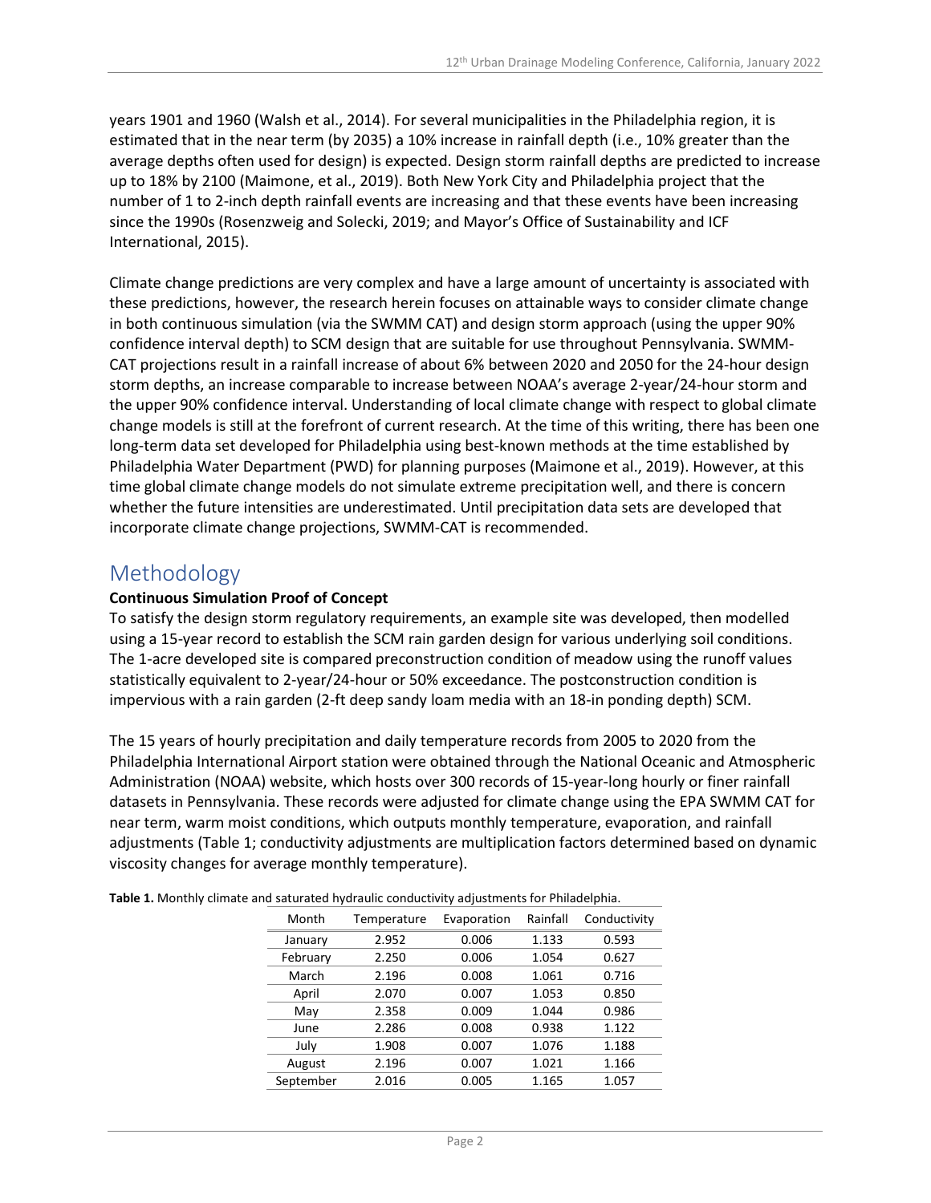years 1901 and 1960 (Walsh et al., 2014). For several municipalities in the Philadelphia region, it is estimated that in the near term (by 2035) a 10% increase in rainfall depth (i.e., 10% greater than the average depths often used for design) is expected. Design storm rainfall depths are predicted to increase up to 18% by 2100 (Maimone, et al., 2019). Both New York City and Philadelphia project that the number of 1 to 2-inch depth rainfall events are increasing and that these events have been increasing since the 1990s (Rosenzweig and Solecki, 2019; and Mayor's Office of Sustainability and ICF International, 2015).

Climate change predictions are very complex and have a large amount of uncertainty is associated with these predictions, however, the research herein focuses on attainable ways to consider climate change in both continuous simulation (via the SWMM CAT) and design storm approach (using the upper 90% confidence interval depth) to SCM design that are suitable for use throughout Pennsylvania. SWMM-CAT projections result in a rainfall increase of about 6% between 2020 and 2050 for the 24-hour design storm depths, an increase comparable to increase between NOAA's average 2-year/24-hour storm and the upper 90% confidence interval. Understanding of local climate change with respect to global climate change models is still at the forefront of current research. At the time of this writing, there has been one long-term data set developed for Philadelphia using best-known methods at the time established by Philadelphia Water Department (PWD) for planning purposes (Maimone et al., 2019). However, at this time global climate change models do not simulate extreme precipitation well, and there is concern whether the future intensities are underestimated. Until precipitation data sets are developed that incorporate climate change projections, SWMM-CAT is recommended.

# Methodology

**Continuous Simulation Proof of Concept**

To satisfy the design storm regulatory requirements, an example site was developed, then modelled using a 15-year record to establish the SCM rain garden design for various underlying soil conditions. The 1-acre developed site is compared preconstruction condition of meadow using the runoff values statistically equivalent to 2-year/24-hour or 50% exceedance. The postconstruction condition is impervious with a rain garden (2-ft deep sandy loam media with an 18-in ponding depth) SCM.

The 15 years of hourly precipitation and daily temperature records from 2005 to 2020 from the Philadelphia International Airport station were obtained through the National Oceanic and Atmospheric Administration (NOAA) website, which hosts over 300 records of 15-year-long hourly or finer rainfall datasets in Pennsylvania. These records were adjusted for climate change using the EPA SWMM CAT for near term, warm moist conditions, which outputs monthly temperature, evaporation, and rainfall adjustments (Table 1; conductivity adjustments are multiplication factors determined based on dynamic viscosity changes for average monthly temperature).

**Table 1.** Monthly climate and saturated hydraulic conductivity adjustments for Philadelphia.

| Month | Temperature | Evaporation | Rainfall | Conductivity |
|---|---|---|---|---|
| January | 2.952 | 0.006 | 1.133 | 0.593 |
| February | 2.250 | 0.006 | 1.054 | 0.627 |
| March | 2.196 | 0.008 | 1.061 | 0.716 |
| April | 2.070 | 0.007 | 1.053 | 0.850 |
| May | 2.358 | 0.009 | 1.044 | 0.986 |
| June | 2.286 | 0.008 | 0.938 | 1.122 |
| July | 1.908 | 0.007 | 1.076 | 1.188 |
| August | 2.196 | 0.007 | 1.021 | 1.166 |
| September | 2.016 | 0.005 | 1.165 | 1.057 |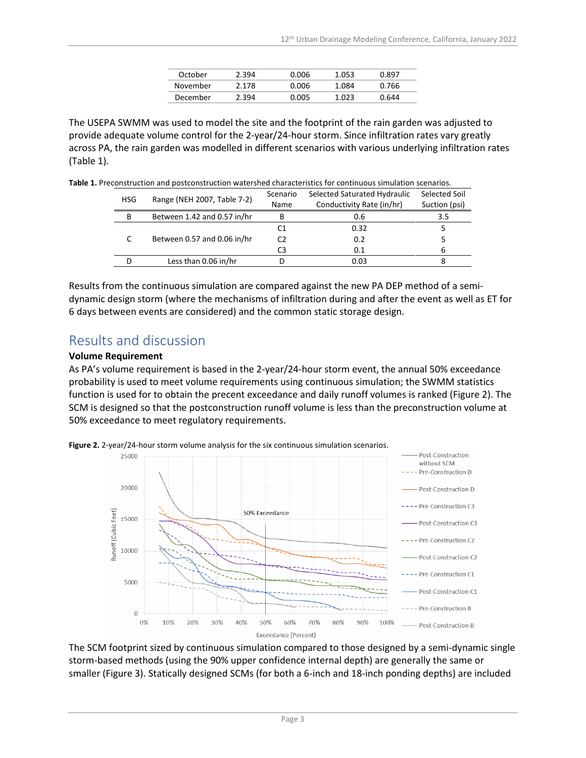| October | 2.394 | 0.006 | 1.053 | 0.897 |
|---|---|---|---|---|
| November | 2.178 | 0.006 | 1.084 | 0.766 |
| December | 2.394 | 0.005 | 1.023 | 0.644 |

The USEPA SWMM was used to model the site and the footprint of the rain garden was adjusted to provide adequate volume control for the 2-year/24-hour storm. Since infiltration rates vary greatly across PA, the rain garden was modelled in different scenarios with various underlying infiltration rates (Table 1).

**Table 1.** Preconstruction and postconstruction watershed characteristics for continuous simulation scenarios.

| HSG | Range (NEH 2007, Table 7-2) | Scenario Name | Selected Saturated Hydraulic Conductivity Rate (in/hr) | Selected Soil Suction (psi) |
|---|---|---|---|---|
| B | Between 1.42 and 0.57 in/hr | B | 0.6 | 3.5 |
| C | Between 0.57 and 0.06 in/hr | C1 | 0.32 | 5 |
| | | C2 | 0.2 | 5 |
| | | C3 | 0.1 | 6 |
| D | Less than 0.06 in/hr | D | 0.03 | 8 |

Results from the continuous simulation are compared against the new PA DEP method of a semi-dynamic design storm (where the mechanisms of infiltration during and after the event as well as ET for 6 days between events are considered) and the common static storage design.

## Results and discussion

### Volume Requirement

As PA's volume requirement is based in the 2-year/24-hour storm event, the annual 50% exceedance probability is used to meet volume requirements using continuous simulation; the SWMM statistics function is used for to obtain the precent exceedance and daily runoff volumes is ranked (Figure 2). The SCM is designed so that the postconstruction runoff volume is less than the preconstruction volume at 50% exceedance to meet regulatory requirements.

**Figure 2.** 2-year/24-hour storm volume analysis for the six continuous simulation scenarios.

The SCM footprint sized by continuous simulation compared to those designed by a semi-dynamic single storm-based methods (using the 90% upper confidence internal depth) are generally the same or smaller (Figure 3). Statically designed SCMs (for both a 6-inch and 18-inch ponding depths) are included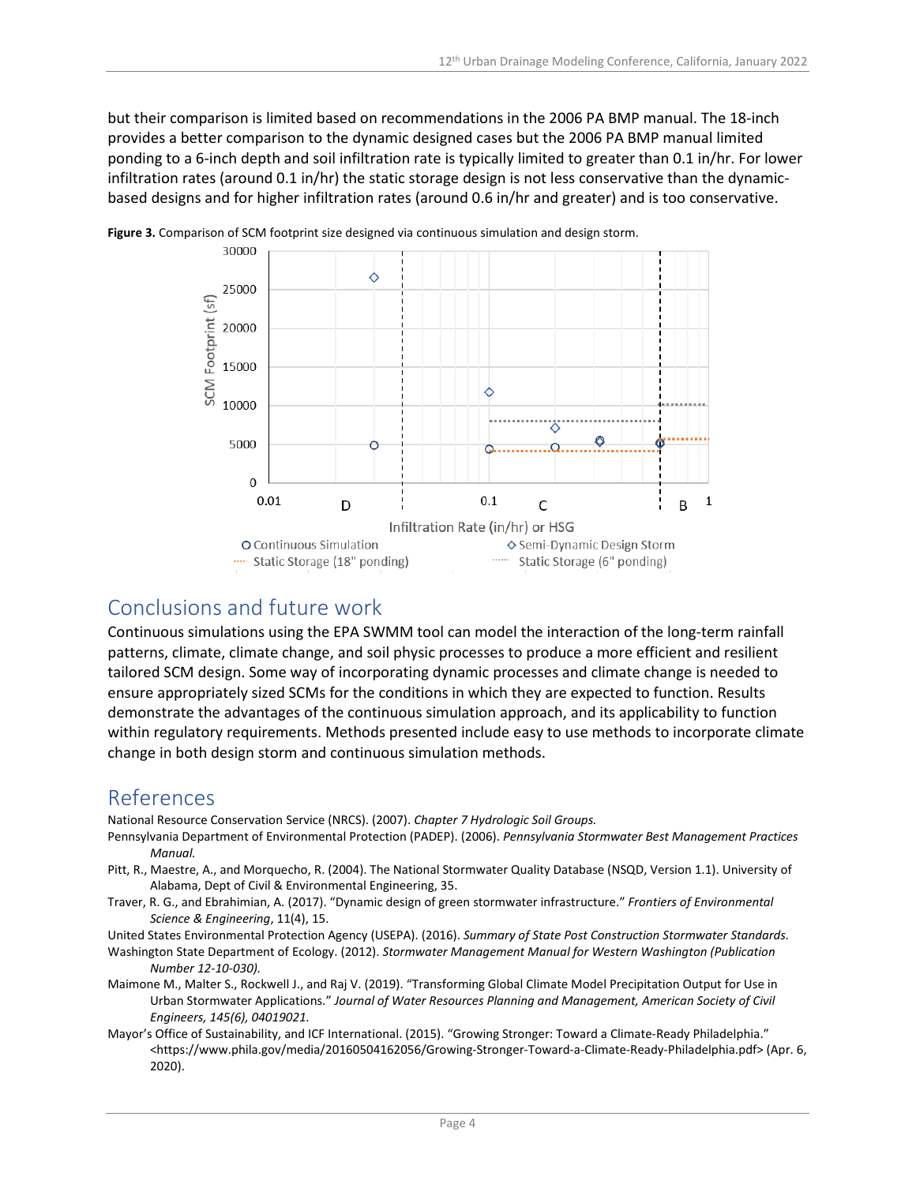but their comparison is limited based on recommendations in the 2006 PA BMP manual. The 18-inch provides a better comparison to the dynamic designed cases but the 2006 PA BMP manual limited ponding to a 6-inch depth and soil infiltration rate is typically limited to greater than 0.1 in/hr. For lower infiltration rates (around 0.1 in/hr) the static storage design is not less conservative than the dynamic-based designs and for higher infiltration rates (around 0.6 in/hr and greater) and is too conservative.

**Figure 3.** Comparison of SCM footprint size designed via continuous simulation and design storm.

SCM Footprint (sf)
30000
25000
20000
15000
10000
5000
0
0.01
D
0.1
C
B
1
Infiltration Rate (in/hr) or HSG
Continuous Simulation
Semi-Dynamic Design Storm
Static Storage (18" ponding)
Static Storage (6" ponding)

## Conclusions and future work

Continuous simulations using the EPA SWMM tool can model the interaction of the long-term rainfall patterns, climate, climate change, and soil physic processes to produce a more efficient and resilient tailored SCM design. Some way of incorporating dynamic processes and climate change is needed to ensure appropriately sized SCMs for the conditions in which they are expected to function. Results demonstrate the advantages of the continuous simulation approach, and its applicability to function within regulatory requirements. Methods presented include easy to use methods to incorporate climate change in both design storm and continuous simulation methods.

## References

National Resource Conservation Service (NRCS). (2007). *Chapter 7 Hydrologic Soil Groups.*

Pennsylvania Department of Environmental Protection (PADEP). (2006). *Pennsylvania Stormwater Best Management Practices Manual.*

Pitt, R., Maestre, A., and Morquecho, R. (2004). The National Stormwater Quality Database (NSQD, Version 1.1). University of Alabama, Dept of Civil & Environmental Engineering, 35.

Traver, R. G., and Ebrahimian, A. (2017). "Dynamic design of green stormwater infrastructure." *Frontiers of Environmental Science & Engineering*, 11(4), 15.

United States Environmental Protection Agency (USEPA). (2016). *Summary of State Post Construction Stormwater Standards.*

Washington State Department of Ecology. (2012). *Stormwater Management Manual for Western Washington (Publication Number 12-10-030).*

Maimone M., Malter S., Rockwell J., and Raj V. (2019). "Transforming Global Climate Model Precipitation Output for Use in Urban Stormwater Applications." *Journal of Water Resources Planning and Management, American Society of Civil Engineers, 145(6), 04019021.*

Mayor's Office of Sustainability, and ICF International. (2015). "Growing Stronger: Toward a Climate-Ready Philadelphia." <https://www.phila.gov/media/20160504162056/Growing-Stronger-Toward-a-Climate-Ready-Philadelphia.pdf> (Apr. 6, 2020).